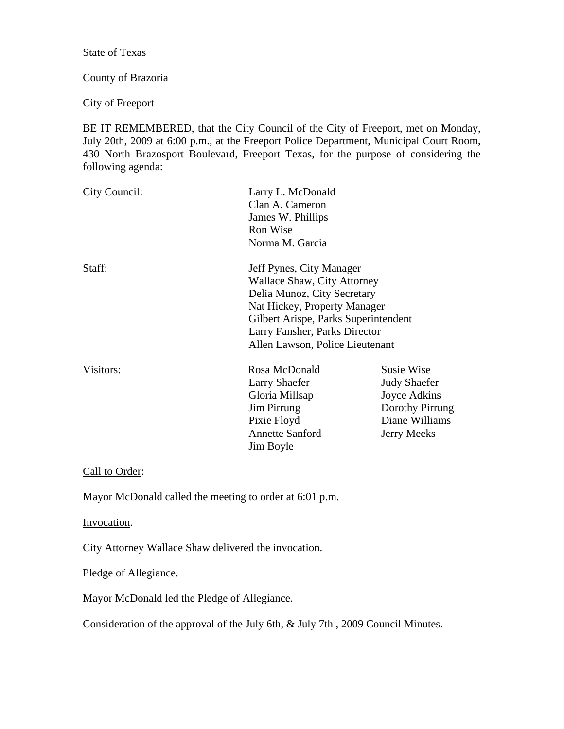State of Texas

County of Brazoria

City of Freeport

BE IT REMEMBERED, that the City Council of the City of Freeport, met on Monday, July 20th, 2009 at 6:00 p.m., at the Freeport Police Department, Municipal Court Room, 430 North Brazosport Boulevard, Freeport Texas, for the purpose of considering the following agenda:

| | | |
|---|---|---|
| City Council: | Larry L. McDonald<br>Clan A. Cameron<br>James W. Phillips<br>Ron Wise<br>Norma M. Garcia | |
| Staff: | Jeff Pynes, City Manager<br>Wallace Shaw, City Attorney<br>Delia Munoz, City Secretary<br>Nat Hickey, Property Manager<br>Gilbert Arispe, Parks Superintendent<br>Larry Fansher, Parks Director<br>Allen Lawson, Police Lieutenant | |
| Visitors: | Rosa McDonald<br>Larry Shaefer<br>Gloria Millsap<br>Jim Pirrung<br>Pixie Floyd<br>Annette Sanford<br>Jim Boyle | Susie Wise<br>Judy Shaefer<br>Joyce Adkins<br>Dorothy Pirrung<br>Diane Williams<br>Jerry Meeks |

Call to Order:

Mayor McDonald called the meeting to order at 6:01 p.m.

Invocation.

City Attorney Wallace Shaw delivered the invocation.

Pledge of Allegiance.

Mayor McDonald led the Pledge of Allegiance.

Consideration of the approval of the July 6th, & July 7th , 2009 Council Minutes.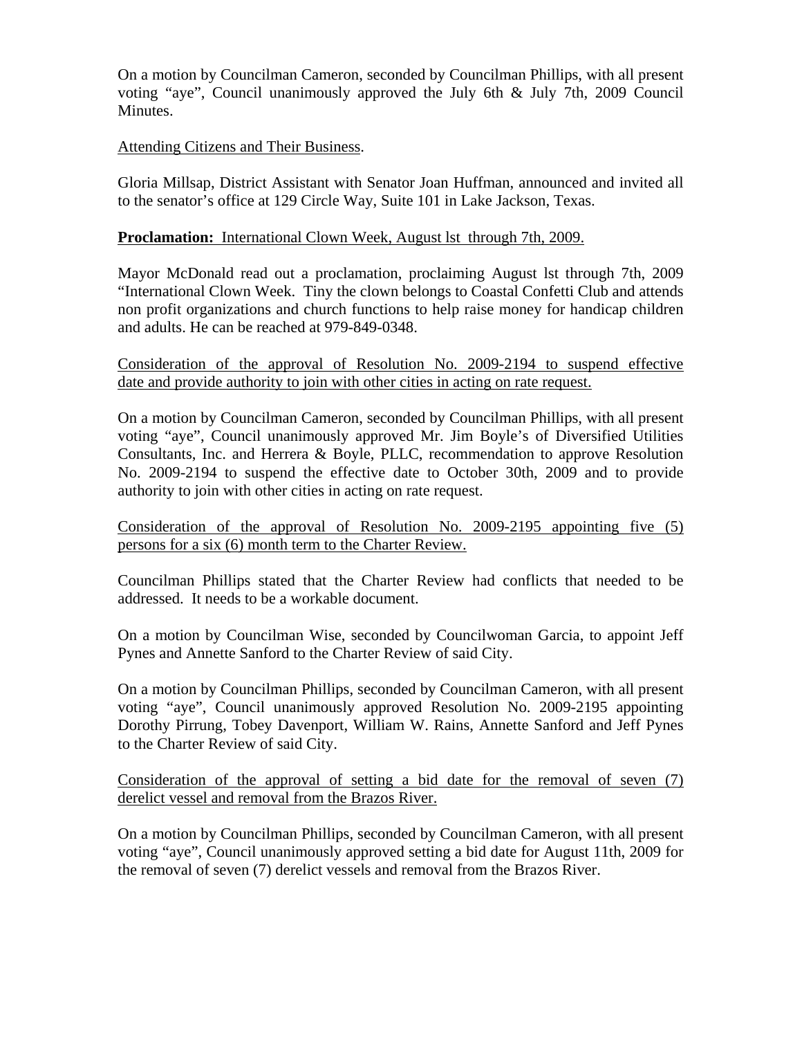On a motion by Councilman Cameron, seconded by Councilman Phillips, with all present voting "aye", Council unanimously approved the July 6th & July 7th, 2009 Council Minutes.

<u>Attending Citizens and Their Business</u>.

Gloria Millsap, District Assistant with Senator Joan Huffman, announced and invited all to the senator's office at 129 Circle Way, Suite 101 in Lake Jackson, Texas.

**Proclamation:** <u>International Clown Week, August lst through 7th, 2009.</u>

Mayor McDonald read out a proclamation, proclaiming August lst through 7th, 2009 "International Clown Week. Tiny the clown belongs to Coastal Confetti Club and attends non profit organizations and church functions to help raise money for handicap children and adults. He can be reached at 979-849-0348.

<u>Consideration of the approval of Resolution No. 2009-2194 to suspend effective date and provide authority to join with other cities in acting on rate request.</u>

On a motion by Councilman Cameron, seconded by Councilman Phillips, with all present voting "aye", Council unanimously approved Mr. Jim Boyle's of Diversified Utilities Consultants, Inc. and Herrera & Boyle, PLLC, recommendation to approve Resolution No. 2009-2194 to suspend the effective date to October 30th, 2009 and to provide authority to join with other cities in acting on rate request.

<u>Consideration of the approval of Resolution No. 2009-2195 appointing five (5) persons for a six (6) month term to the Charter Review.</u>

Councilman Phillips stated that the Charter Review had conflicts that needed to be addressed. It needs to be a workable document.

On a motion by Councilman Wise, seconded by Councilwoman Garcia, to appoint Jeff Pynes and Annette Sanford to the Charter Review of said City.

On a motion by Councilman Phillips, seconded by Councilman Cameron, with all present voting "aye", Council unanimously approved Resolution No. 2009-2195 appointing Dorothy Pirrung, Tobey Davenport, William W. Rains, Annette Sanford and Jeff Pynes to the Charter Review of said City.

<u>Consideration of the approval of setting a bid date for the removal of seven (7) derelict vessel and removal from the Brazos River.</u>

On a motion by Councilman Phillips, seconded by Councilman Cameron, with all present voting "aye", Council unanimously approved setting a bid date for August 11th, 2009 for the removal of seven (7) derelict vessels and removal from the Brazos River.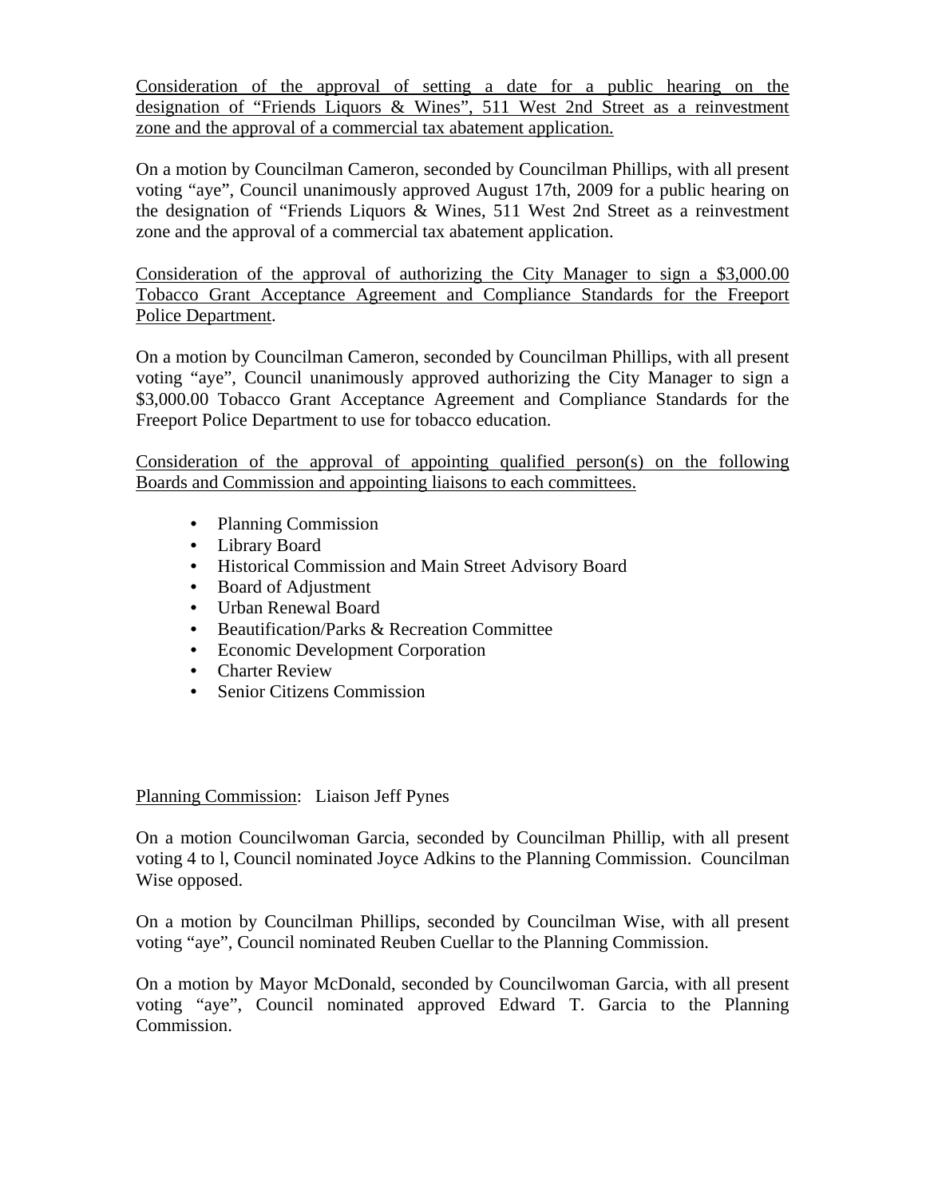<u>Consideration of the approval of setting a date for a public hearing on the designation of "Friends Liquors & Wines", 511 West 2nd Street as a reinvestment zone and the approval of a commercial tax abatement application.</u>

On a motion by Councilman Cameron, seconded by Councilman Phillips, with all present voting "aye", Council unanimously approved August 17th, 2009 for a public hearing on the designation of "Friends Liquors & Wines, 511 West 2nd Street as a reinvestment zone and the approval of a commercial tax abatement application.

<u>Consideration of the approval of authorizing the City Manager to sign a $3,000.00 Tobacco Grant Acceptance Agreement and Compliance Standards for the Freeport Police Department</u>.

On a motion by Councilman Cameron, seconded by Councilman Phillips, with all present voting "aye", Council unanimously approved authorizing the City Manager to sign a $3,000.00 Tobacco Grant Acceptance Agreement and Compliance Standards for the Freeport Police Department to use for tobacco education.

<u>Consideration of the approval of appointing qualified person(s) on the following Boards and Commission and appointing liaisons to each committees.</u>

- Planning Commission
- Library Board
- Historical Commission and Main Street Advisory Board
- Board of Adjustment
- Urban Renewal Board
- Beautification/Parks & Recreation Committee
- Economic Development Corporation
- Charter Review
- Senior Citizens Commission

<u>Planning Commission</u>: Liaison Jeff Pynes

On a motion Councilwoman Garcia, seconded by Councilman Phillip, with all present voting 4 to l, Council nominated Joyce Adkins to the Planning Commission. Councilman Wise opposed.

On a motion by Councilman Phillips, seconded by Councilman Wise, with all present voting "aye", Council nominated Reuben Cuellar to the Planning Commission.

On a motion by Mayor McDonald, seconded by Councilwoman Garcia, with all present voting "aye", Council nominated approved Edward T. Garcia to the Planning Commission.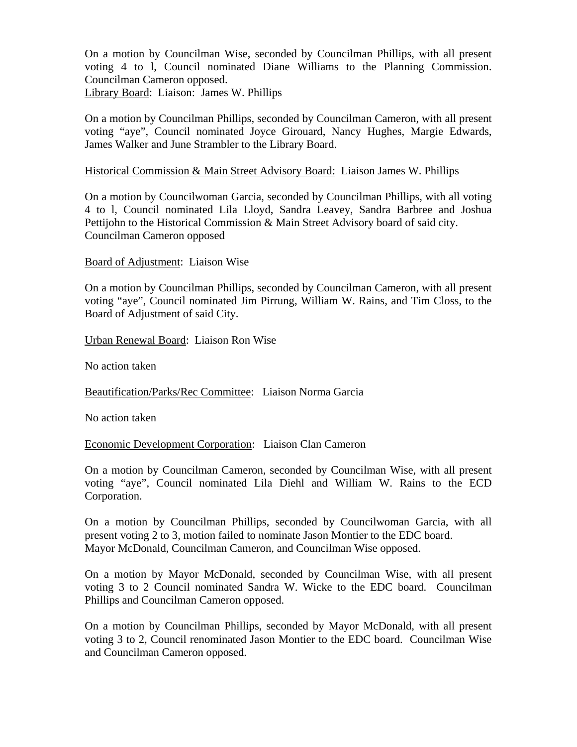On a motion by Councilman Wise, seconded by Councilman Phillips, with all present voting 4 to l, Council nominated Diane Williams to the Planning Commission. Councilman Cameron opposed.

<u>Library Board</u>: Liaison: James W. Phillips

On a motion by Councilman Phillips, seconded by Councilman Cameron, with all present voting "aye", Council nominated Joyce Girouard, Nancy Hughes, Margie Edwards, James Walker and June Strambler to the Library Board.

<u>Historical Commission & Main Street Advisory Board:</u> Liaison James W. Phillips

On a motion by Councilwoman Garcia, seconded by Councilman Phillips, with all voting 4 to l, Council nominated Lila Lloyd, Sandra Leavey, Sandra Barbree and Joshua Pettijohn to the Historical Commission & Main Street Advisory board of said city. Councilman Cameron opposed

<u>Board of Adjustment</u>: Liaison Wise

On a motion by Councilman Phillips, seconded by Councilman Cameron, with all present voting "aye", Council nominated Jim Pirrung, William W. Rains, and Tim Closs, to the Board of Adjustment of said City.

<u>Urban Renewal Board</u>: Liaison Ron Wise

No action taken

<u>Beautification/Parks/Rec Committee</u>: Liaison Norma Garcia

No action taken

<u>Economic Development Corporation</u>: Liaison Clan Cameron

On a motion by Councilman Cameron, seconded by Councilman Wise, with all present voting "aye", Council nominated Lila Diehl and William W. Rains to the ECD Corporation.

On a motion by Councilman Phillips, seconded by Councilwoman Garcia, with all present voting 2 to 3, motion failed to nominate Jason Montier to the EDC board. Mayor McDonald, Councilman Cameron, and Councilman Wise opposed.

On a motion by Mayor McDonald, seconded by Councilman Wise, with all present voting 3 to 2 Council nominated Sandra W. Wicke to the EDC board. Councilman Phillips and Councilman Cameron opposed.

On a motion by Councilman Phillips, seconded by Mayor McDonald, with all present voting 3 to 2, Council renominated Jason Montier to the EDC board. Councilman Wise and Councilman Cameron opposed.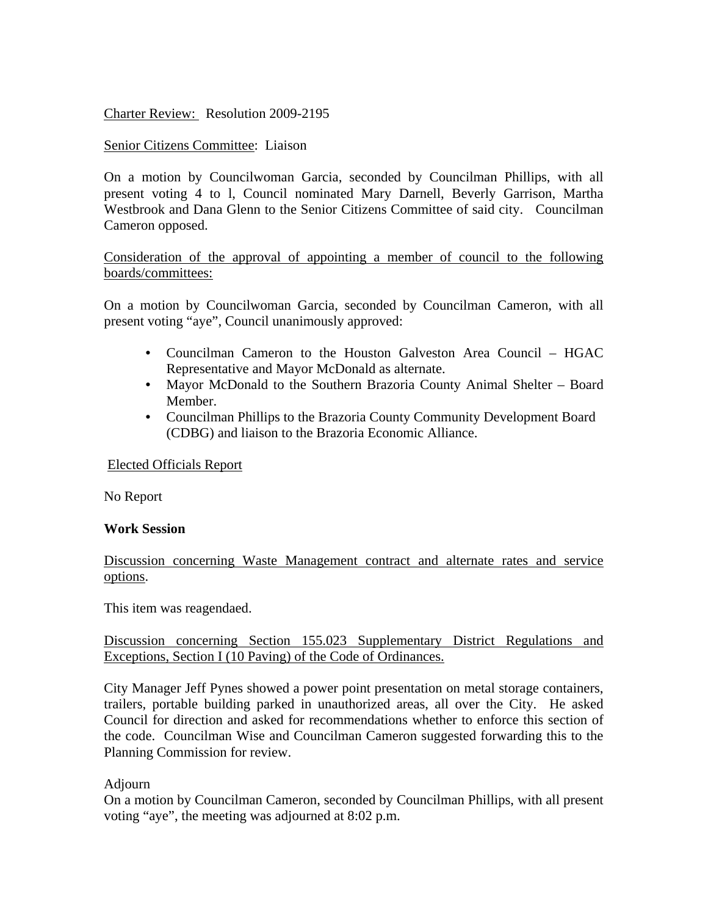Charter Review: Resolution 2009-2195

Senior Citizens Committee: Liaison

On a motion by Councilwoman Garcia, seconded by Councilman Phillips, with all present voting 4 to l, Council nominated Mary Darnell, Beverly Garrison, Martha Westbrook and Dana Glenn to the Senior Citizens Committee of said city. Councilman Cameron opposed.

Consideration of the approval of appointing a member of council to the following boards/committees:

On a motion by Councilwoman Garcia, seconded by Councilman Cameron, with all present voting "aye", Council unanimously approved:

- Councilman Cameron to the Houston Galveston Area Council – HGAC Representative and Mayor McDonald as alternate.
- Mayor McDonald to the Southern Brazoria County Animal Shelter – Board Member.
- Councilman Phillips to the Brazoria County Community Development Board (CDBG) and liaison to the Brazoria Economic Alliance.

Elected Officials Report

No Report

**Work Session**

Discussion concerning Waste Management contract and alternate rates and service options.

This item was reagendaed.

Discussion concerning Section 155.023 Supplementary District Regulations and Exceptions, Section I (10 Paving) of the Code of Ordinances.

City Manager Jeff Pynes showed a power point presentation on metal storage containers, trailers, portable building parked in unauthorized areas, all over the City. He asked Council for direction and asked for recommendations whether to enforce this section of the code. Councilman Wise and Councilman Cameron suggested forwarding this to the Planning Commission for review.

Adjourn
On a motion by Councilman Cameron, seconded by Councilman Phillips, with all present voting "aye", the meeting was adjourned at 8:02 p.m.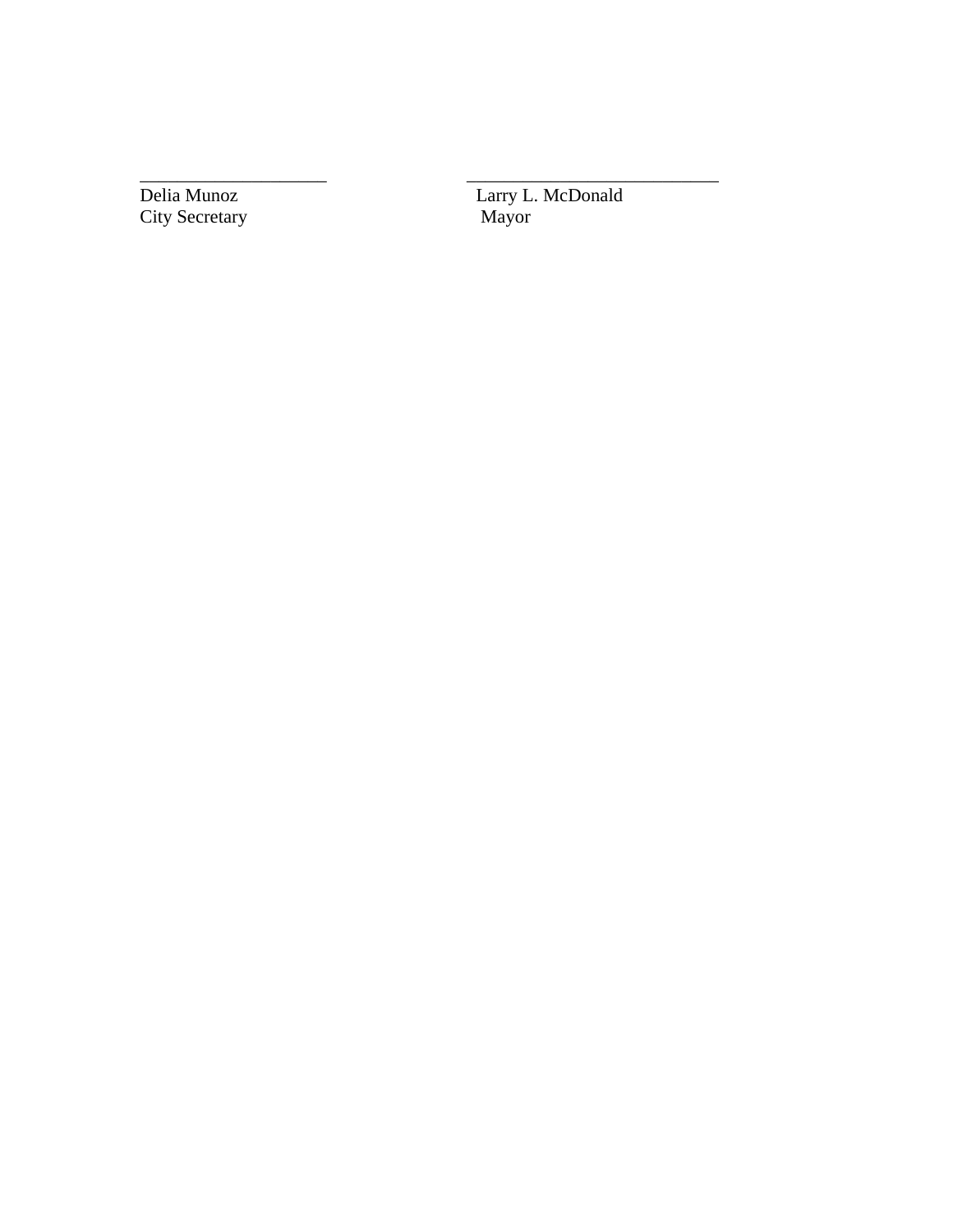| | |
|---|---|
| ____________________ | ___________________________ |
| Delia Munoz | Larry L. McDonald |
| City Secretary | Mayor |